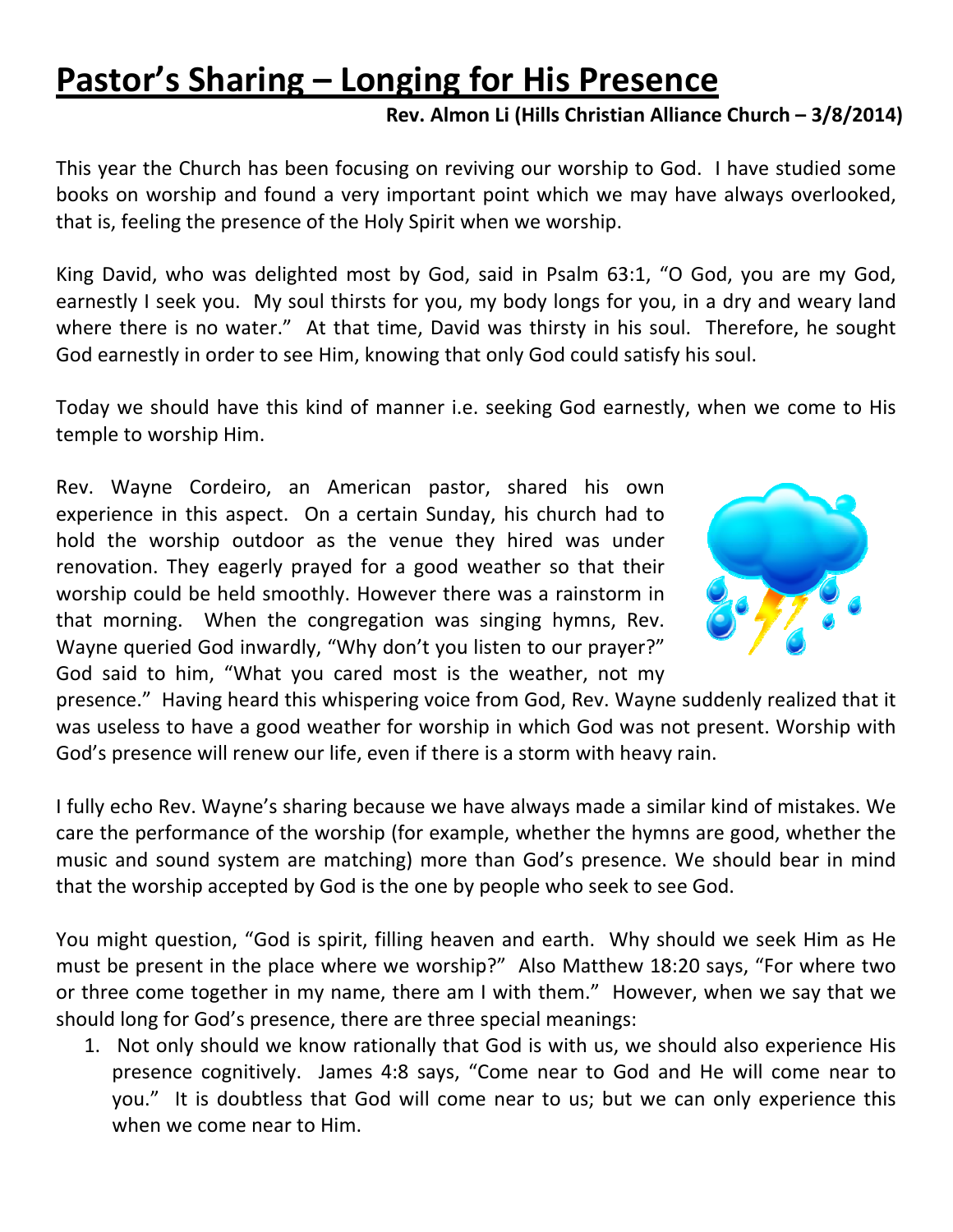// Pastor's Sharing – Longing for His Presence

# Pastor's Sharing – Longing for His Presence

**Rev. Almon Li (Hills Christian Alliance Church – 3/8/2014)**

This year the Church has been focusing on reviving our worship to God. I have studied some books on worship and found a very important point which we may have always overlooked, that is, feeling the presence of the Holy Spirit when we worship.

King David, who was delighted most by God, said in Psalm 63:1, "O God, you are my God, earnestly I seek you. My soul thirsts for you, my body longs for you, in a dry and weary land where there is no water." At that time, David was thirsty in his soul. Therefore, he sought God earnestly in order to see Him, knowing that only God could satisfy his soul.

Today we should have this kind of manner i.e. seeking God earnestly, when we come to His temple to worship Him.

Rev. Wayne Cordeiro, an American pastor, shared his own experience in this aspect. On a certain Sunday, his church had to hold the worship outdoor as the venue they hired was under renovation. They eagerly prayed for a good weather so that their worship could be held smoothly. However there was a rainstorm in that morning. When the congregation was singing hymns, Rev. Wayne queried God inwardly, "Why don't you listen to our prayer?" God said to him, "What you cared most is the weather, not my presence." Having heard this whispering voice from God, Rev. Wayne suddenly realized that it was useless to have a good weather for worship in which God was not present. Worship with God's presence will renew our life, even if there is a storm with heavy rain.

I fully echo Rev. Wayne's sharing because we have always made a similar kind of mistakes. We care the performance of the worship (for example, whether the hymns are good, whether the music and sound system are matching) more than God's presence. We should bear in mind that the worship accepted by God is the one by people who seek to see God.

You might question, "God is spirit, filling heaven and earth. Why should we seek Him as He must be present in the place where we worship?" Also Matthew 18:20 says, "For where two or three come together in my name, there am I with them." However, when we say that we should long for God's presence, there are three special meanings:

1. Not only should we know rationally that God is with us, we should also experience His presence cognitively. James 4:8 says, "Come near to God and He will come near to you." It is doubtless that God will come near to us; but we can only experience this when we come near to Him.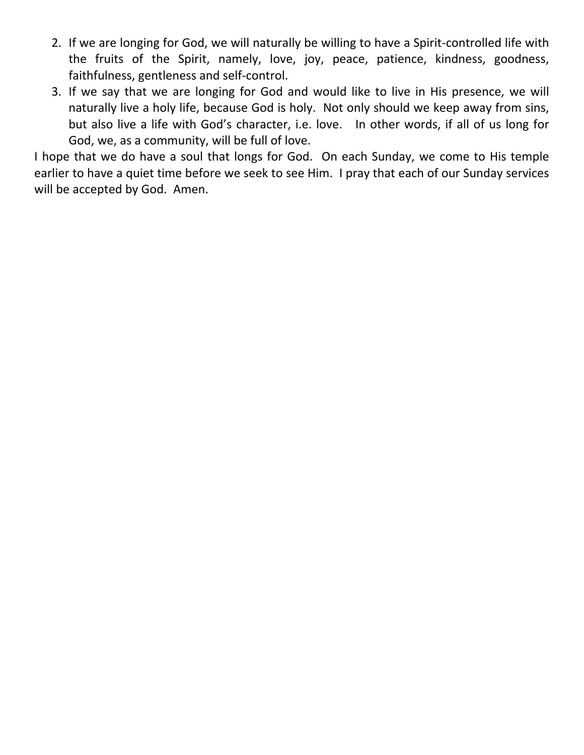2. If we are longing for God, we will naturally be willing to have a Spirit-controlled life with the fruits of the Spirit, namely, love, joy, peace, patience, kindness, goodness, faithfulness, gentleness and self-control.
3. If we say that we are longing for God and would like to live in His presence, we will naturally live a holy life, because God is holy. Not only should we keep away from sins, but also live a life with God's character, i.e. love. In other words, if all of us long for God, we, as a community, will be full of love.

I hope that we do have a soul that longs for God. On each Sunday, we come to His temple earlier to have a quiet time before we seek to see Him. I pray that each of our Sunday services will be accepted by God. Amen.